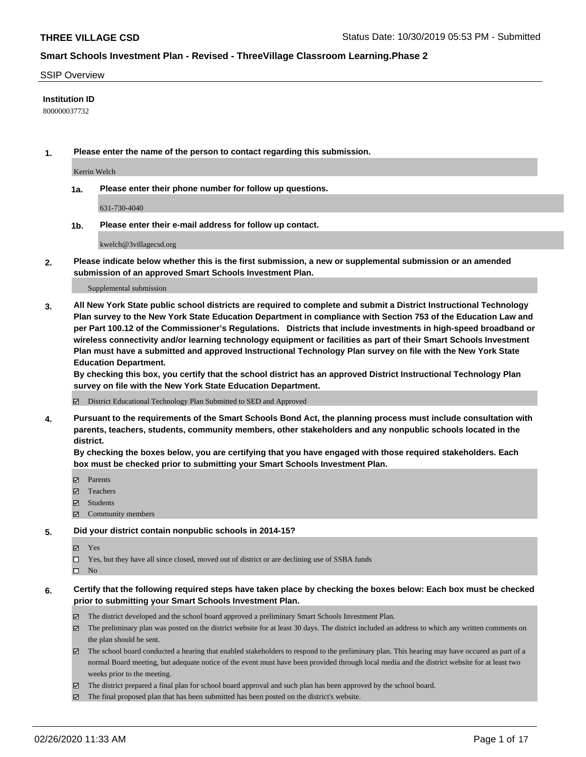**THREE VILLAGE CSD**

Status Date: 10/30/2019 05:53 PM - Submitted

## Smart Schools Investment Plan - Revised - ThreeVillage Classroom Learning.Phase 2

SSIP Overview

**Institution ID**

800000037732

**1. Please enter the name of the person to contact regarding this submission.**

Kerrin Welch

**1a. Please enter their phone number for follow up questions.**

631-730-4040

**1b. Please enter their e-mail address for follow up contact.**

kwelch@3villagecsd.org

**2. Please indicate below whether this is the first submission, a new or supplemental submission or an amended submission of an approved Smart Schools Investment Plan.**

Supplemental submission

**3. All New York State public school districts are required to complete and submit a District Instructional Technology Plan survey to the New York State Education Department in compliance with Section 753 of the Education Law and per Part 100.12 of the Commissioner's Regulations. Districts that include investments in high-speed broadband or wireless connectivity and/or learning technology equipment or facilities as part of their Smart Schools Investment Plan must have a submitted and approved Instructional Technology Plan survey on file with the New York State Education Department.**
**By checking this box, you certify that the school district has an approved District Instructional Technology Plan survey on file with the New York State Education Department.**

- ☑ District Educational Technology Plan Submitted to SED and Approved

**4. Pursuant to the requirements of the Smart Schools Bond Act, the planning process must include consultation with parents, teachers, students, community members, other stakeholders and any nonpublic schools located in the district.**
**By checking the boxes below, you are certifying that you have engaged with those required stakeholders. Each box must be checked prior to submitting your Smart Schools Investment Plan.**

- ☑ Parents
- ☑ Teachers
- ☑ Students
- ☑ Community members

**5. Did your district contain nonpublic schools in 2014-15?**

- ☑ Yes
- ☐ Yes, but they have all since closed, moved out of district or are declining use of SSBA funds
- ☐ No

**6. Certify that the following required steps have taken place by checking the boxes below: Each box must be checked prior to submitting your Smart Schools Investment Plan.**

- ☑ The district developed and the school board approved a preliminary Smart Schools Investment Plan.
- ☑ The preliminary plan was posted on the district website for at least 30 days. The district included an address to which any written comments on the plan should be sent.
- ☑ The school board conducted a hearing that enabled stakeholders to respond to the preliminary plan. This hearing may have occured as part of a normal Board meeting, but adequate notice of the event must have been provided through local media and the district website for at least two weeks prior to the meeting.
- ☑ The district prepared a final plan for school board approval and such plan has been approved by the school board.
- ☑ The final proposed plan that has been submitted has been posted on the district's website.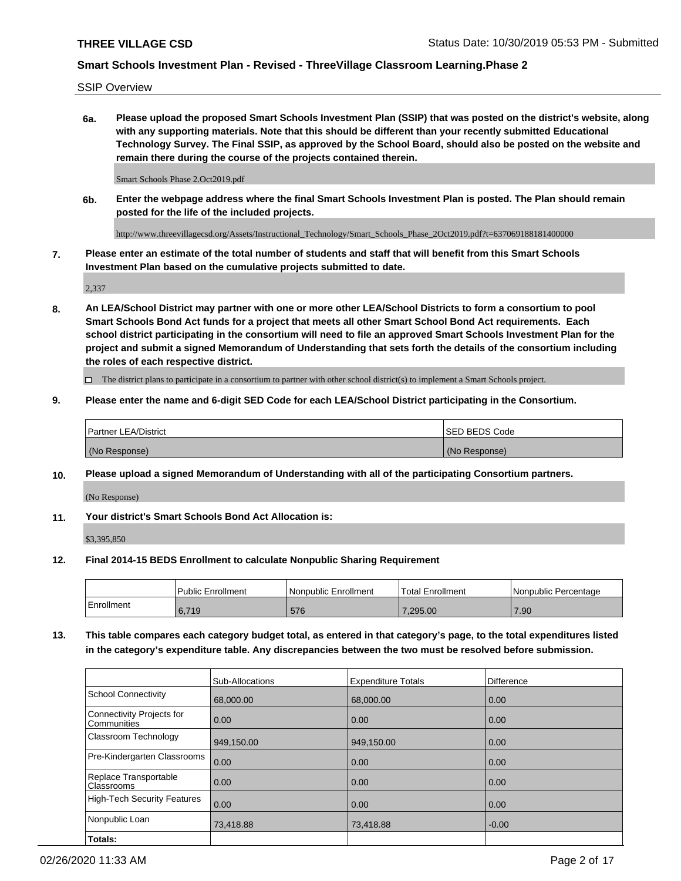SSIP Overview

**6a.** **Please upload the proposed Smart Schools Investment Plan (SSIP) that was posted on the district's website, along with any supporting materials. Note that this should be different than your recently submitted Educational Technology Survey. The Final SSIP, as approved by the School Board, should also be posted on the website and remain there during the course of the projects contained therein.**

Smart Schools Phase 2.Oct2019.pdf

**6b.** **Enter the webpage address where the final Smart Schools Investment Plan is posted. The Plan should remain posted for the life of the included projects.**

http://www.threevillagecsd.org/Assets/Instructional_Technology/Smart_Schools_Phase_2Oct2019.pdf?t=637069188181400000

**7.** **Please enter an estimate of the total number of students and staff that will benefit from this Smart Schools Investment Plan based on the cumulative projects submitted to date.**

2,337

**8.** **An LEA/School District may partner with one or more other LEA/School Districts to form a consortium to pool Smart Schools Bond Act funds for a project that meets all other Smart School Bond Act requirements. Each school district participating in the consortium will need to file an approved Smart Schools Investment Plan for the project and submit a signed Memorandum of Understanding that sets forth the details of the consortium including the roles of each respective district.**

☐ The district plans to participate in a consortium to partner with other school district(s) to implement a Smart Schools project.

**9.** **Please enter the name and 6-digit SED Code for each LEA/School District participating in the Consortium.**

| Partner LEA/District | SED BEDS Code |
|---|---|
| (No Response) | (No Response) |

**10.** **Please upload a signed Memorandum of Understanding with all of the participating Consortium partners.**

(No Response)

**11.** **Your district's Smart Schools Bond Act Allocation is:**

$3,395,850

**12.** **Final 2014-15 BEDS Enrollment to calculate Nonpublic Sharing Requirement**

| | Public Enrollment | Nonpublic Enrollment | Total Enrollment | Nonpublic Percentage |
|---|---|---|---|---|
| Enrollment | 6,719 | 576 | 7,295.00 | 7.90 |

**13.** **This table compares each category budget total, as entered in that category's page, to the total expenditures listed in the category's expenditure table. Any discrepancies between the two must be resolved before submission.**

| | Sub-Allocations | Expenditure Totals | Difference |
|---|---|---|---|
| School Connectivity | 68,000.00 | 68,000.00 | 0.00 |
| Connectivity Projects for Communities | 0.00 | 0.00 | 0.00 |
| Classroom Technology | 949,150.00 | 949,150.00 | 0.00 |
| Pre-Kindergarten Classrooms | 0.00 | 0.00 | 0.00 |
| Replace Transportable Classrooms | 0.00 | 0.00 | 0.00 |
| High-Tech Security Features | 0.00 | 0.00 | 0.00 |
| Nonpublic Loan | 73,418.88 | 73,418.88 | -0.00 |
| **Totals:** | | | |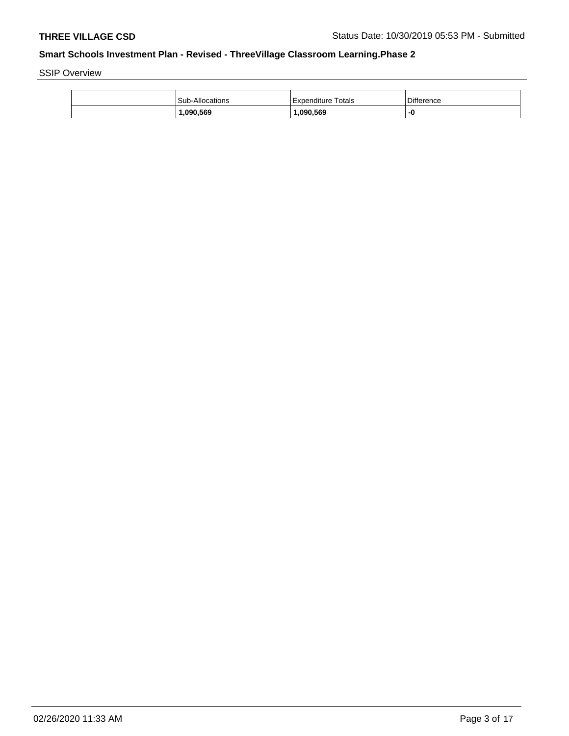SSIP Overview

| | Sub-Allocations | Expenditure Totals | Difference |
|---|---|---|---|
| | **1,090,569** | **1,090,569** | **-0** |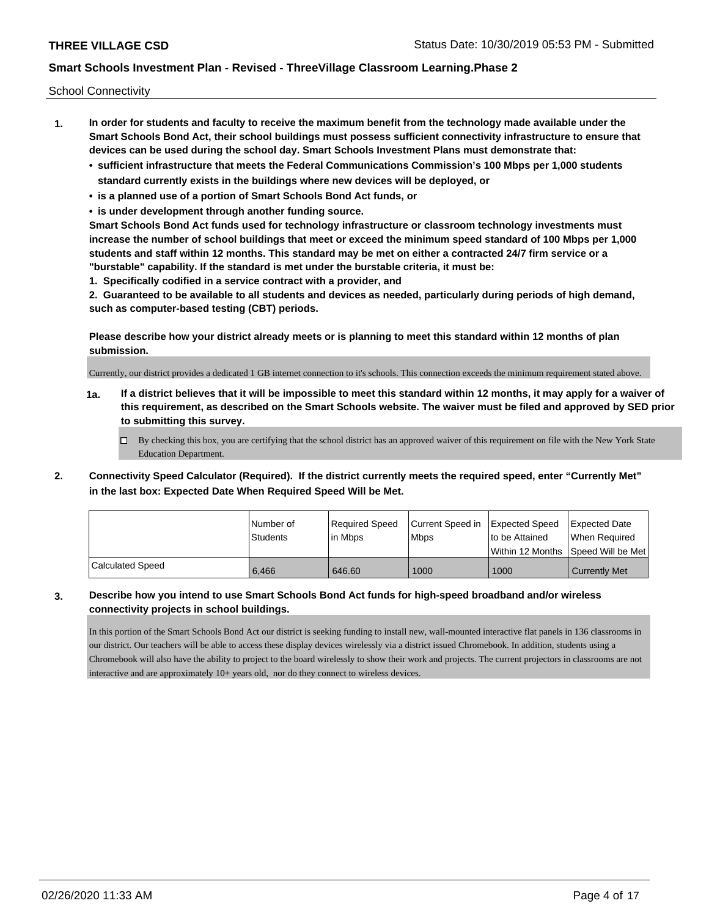School Connectivity

1. **In order for students and faculty to receive the maximum benefit from the technology made available under the Smart Schools Bond Act, their school buildings must possess sufficient connectivity infrastructure to ensure that devices can be used during the school day. Smart Schools Investment Plans must demonstrate that:**
   - **sufficient infrastructure that meets the Federal Communications Commission's 100 Mbps per 1,000 students standard currently exists in the buildings where new devices will be deployed, or**
   - **is a planned use of a portion of Smart Schools Bond Act funds, or**
   - **is under development through another funding source.**

   **Smart Schools Bond Act funds used for technology infrastructure or classroom technology investments must increase the number of school buildings that meet or exceed the minimum speed standard of 100 Mbps per 1,000 students and staff within 12 months. This standard may be met on either a contracted 24/7 firm service or a "burstable" capability. If the standard is met under the burstable criteria, it must be:**

   **1. Specifically codified in a service contract with a provider, and**

   **2. Guaranteed to be available to all students and devices as needed, particularly during periods of high demand, such as computer-based testing (CBT) periods.**

   **Please describe how your district already meets or is planning to meet this standard within 12 months of plan submission.**

   Currently, our district provides a dedicated 1 GB internet connection to it's schools. This connection exceeds the minimum requirement stated above.

   **1a. If a district believes that it will be impossible to meet this standard within 12 months, it may apply for a waiver of this requirement, as described on the Smart Schools website. The waiver must be filed and approved by SED prior to submitting this survey.**

   ☐ By checking this box, you are certifying that the school district has an approved waiver of this requirement on file with the New York State Education Department.

2. **Connectivity Speed Calculator (Required). If the district currently meets the required speed, enter "Currently Met" in the last box: Expected Date When Required Speed Will be Met.**

| | Number of Students | Required Speed in Mbps | Current Speed in Mbps | Expected Speed to be Attained Within 12 Months | Expected Date When Required Speed Will be Met |
|---|---|---|---|---|---|
| Calculated Speed | 6,466 | 646.60 | 1000 | 1000 | Currently Met |

3. **Describe how you intend to use Smart Schools Bond Act funds for high-speed broadband and/or wireless connectivity projects in school buildings.**

   In this portion of the Smart Schools Bond Act our district is seeking funding to install new, wall-mounted interactive flat panels in 136 classrooms in our district. Our teachers will be able to access these display devices wirelessly via a district issued Chromebook. In addition, students using a Chromebook will also have the ability to project to the board wirelessly to show their work and projects. The current projectors in classrooms are not interactive and are approximately 10+ years old, nor do they connect to wireless devices.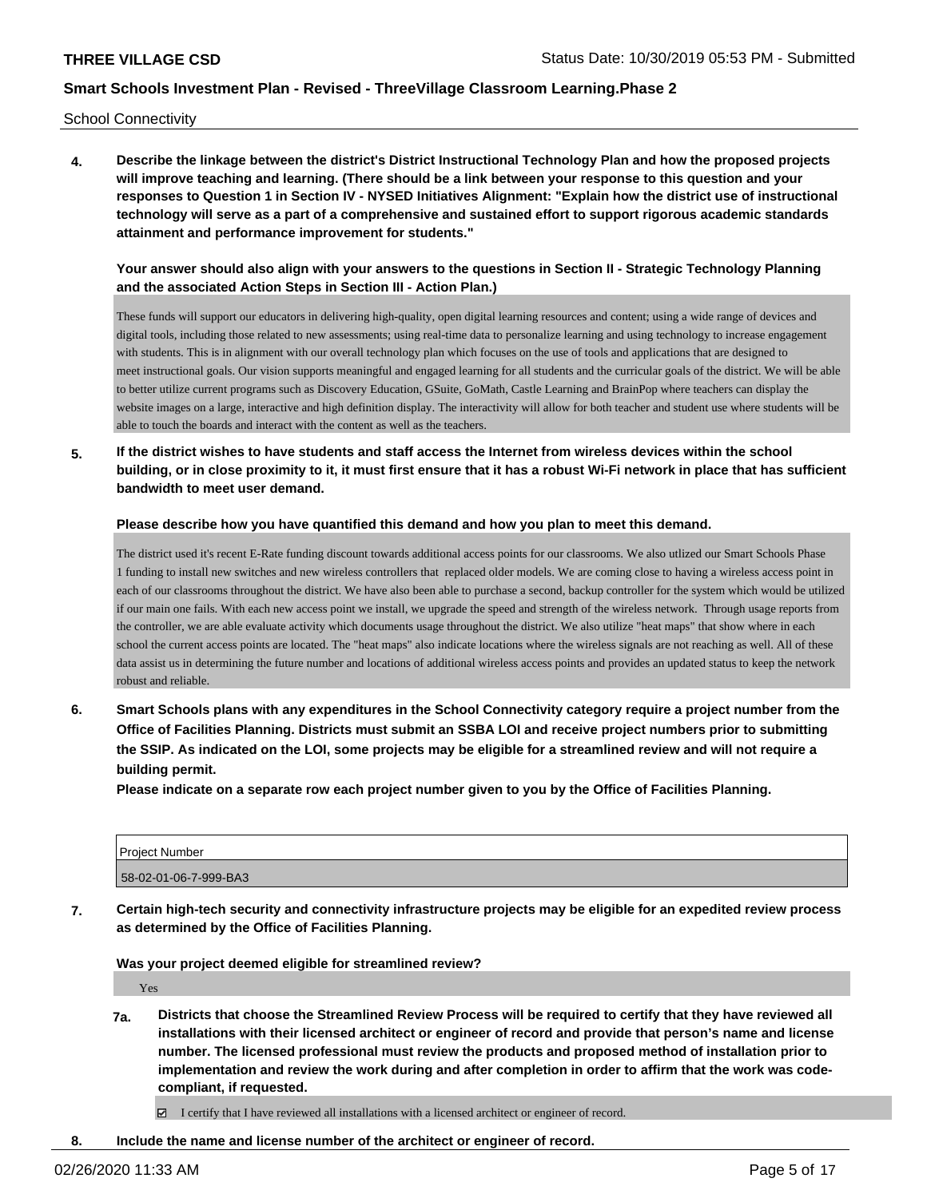School Connectivity

**4. Describe the linkage between the district's District Instructional Technology Plan and how the proposed projects will improve teaching and learning. (There should be a link between your response to this question and your responses to Question 1 in Section IV - NYSED Initiatives Alignment: "Explain how the district use of instructional technology will serve as a part of a comprehensive and sustained effort to support rigorous academic standards attainment and performance improvement for students."**

**Your answer should also align with your answers to the questions in Section II - Strategic Technology Planning and the associated Action Steps in Section III - Action Plan.)**

These funds will support our educators in delivering high-quality, open digital learning resources and content; using a wide range of devices and digital tools, including those related to new assessments; using real-time data to personalize learning and using technology to increase engagement with students. This is in alignment with our overall technology plan which focuses on the use of tools and applications that are designed to meet instructional goals. Our vision supports meaningful and engaged learning for all students and the curricular goals of the district. We will be able to better utilize current programs such as Discovery Education, GSuite, GoMath, Castle Learning and BrainPop where teachers can display the website images on a large, interactive and high definition display. The interactivity will allow for both teacher and student use where students will be able to touch the boards and interact with the content as well as the teachers.

**5. If the district wishes to have students and staff access the Internet from wireless devices within the school building, or in close proximity to it, it must first ensure that it has a robust Wi-Fi network in place that has sufficient bandwidth to meet user demand.**

**Please describe how you have quantified this demand and how you plan to meet this demand.**

The district used it's recent E-Rate funding discount towards additional access points for our classrooms. We also utlized our Smart Schools Phase 1 funding to install new switches and new wireless controllers that replaced older models. We are coming close to having a wireless access point in each of our classrooms throughout the district. We have also been able to purchase a second, backup controller for the system which would be utilized if our main one fails. With each new access point we install, we upgrade the speed and strength of the wireless network. Through usage reports from the controller, we are able evaluate activity which documents usage throughout the district. We also utilize "heat maps" that show where in each school the current access points are located. The "heat maps" also indicate locations where the wireless signals are not reaching as well. All of these data assist us in determining the future number and locations of additional wireless access points and provides an updated status to keep the network robust and reliable.

**6. Smart Schools plans with any expenditures in the School Connectivity category require a project number from the Office of Facilities Planning. Districts must submit an SSBA LOI and receive project numbers prior to submitting the SSIP. As indicated on the LOI, some projects may be eligible for a streamlined review and will not require a building permit.**

**Please indicate on a separate row each project number given to you by the Office of Facilities Planning.**

| Project Number |
|---|
| 58-02-01-06-7-999-BA3 |

**7. Certain high-tech security and connectivity infrastructure projects may be eligible for an expedited review process as determined by the Office of Facilities Planning.**

**Was your project deemed eligible for streamlined review?**

Yes

**7a. Districts that choose the Streamlined Review Process will be required to certify that they have reviewed all installations with their licensed architect or engineer of record and provide that person's name and license number. The licensed professional must review the products and proposed method of installation prior to implementation and review the work during and after completion in order to affirm that the work was code-compliant, if requested.**

☑ I certify that I have reviewed all installations with a licensed architect or engineer of record.

**8. Include the name and license number of the architect or engineer of record.**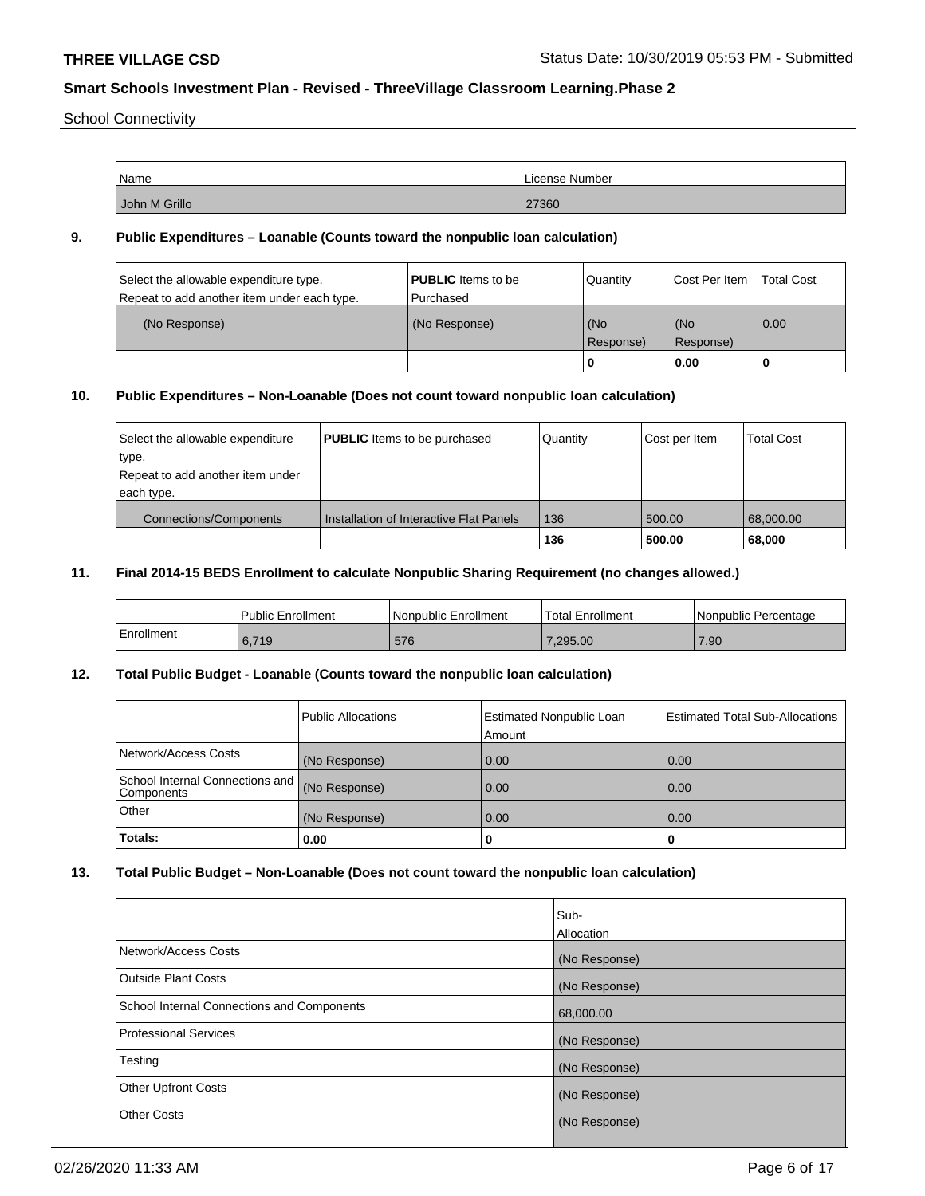School Connectivity

| Name | License Number |
| --- | --- |
| John M Grillo | 27360 |

## 9. Public Expenditures – Loanable (Counts toward the nonpublic loan calculation)

| Select the allowable expenditure type. Repeat to add another item under each type. | **PUBLIC** Items to be Purchased | Quantity | Cost Per Item | Total Cost |
| --- | --- | --- | --- | --- |
| (No Response) | (No Response) | (No Response) | (No Response) | 0.00 |
| | | **0** | **0.00** | **0** |

## 10. Public Expenditures – Non-Loanable (Does not count toward nonpublic loan calculation)

| Select the allowable expenditure type. Repeat to add another item under each type. | **PUBLIC** Items to be purchased | Quantity | Cost per Item | Total Cost |
| --- | --- | --- | --- | --- |
| Connections/Components | Installation of Interactive Flat Panels | 136 | 500.00 | 68,000.00 |
| | | **136** | **500.00** | **68,000** |

## 11. Final 2014-15 BEDS Enrollment to calculate Nonpublic Sharing Requirement (no changes allowed.)

| | Public Enrollment | Nonpublic Enrollment | Total Enrollment | Nonpublic Percentage |
| --- | --- | --- | --- | --- |
| Enrollment | 6,719 | 576 | 7,295.00 | 7.90 |

## 12. Total Public Budget - Loanable (Counts toward the nonpublic loan calculation)

| | Public Allocations | Estimated Nonpublic Loan Amount | Estimated Total Sub-Allocations |
| --- | --- | --- | --- |
| Network/Access Costs | (No Response) | 0.00 | 0.00 |
| School Internal Connections and Components | (No Response) | 0.00 | 0.00 |
| Other | (No Response) | 0.00 | 0.00 |
| **Totals:** | **0.00** | **0** | **0** |

## 13. Total Public Budget – Non-Loanable (Does not count toward the nonpublic loan calculation)

| | Sub-Allocation |
| --- | --- |
| Network/Access Costs | (No Response) |
| Outside Plant Costs | (No Response) |
| School Internal Connections and Components | 68,000.00 |
| Professional Services | (No Response) |
| Testing | (No Response) |
| Other Upfront Costs | (No Response) |
| Other Costs | (No Response) |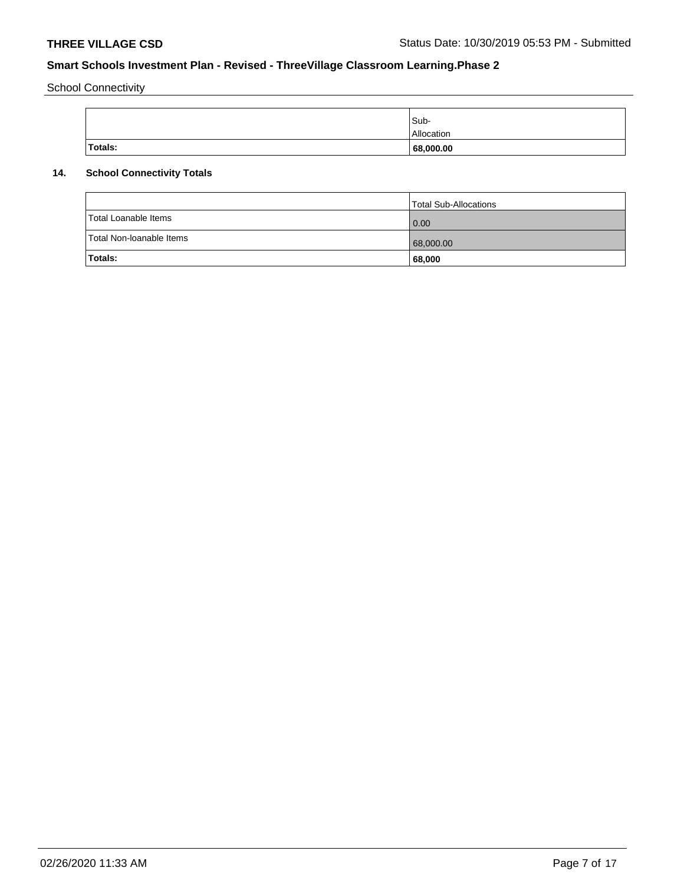School Connectivity

| | Sub-Allocation |
|---|---|
| **Totals:** | **68,000.00** |

## 14. School Connectivity Totals

| | Total Sub-Allocations |
|---|---|
| Total Loanable Items | 0.00 |
| Total Non-loanable Items | 68,000.00 |
| **Totals:** | **68,000** |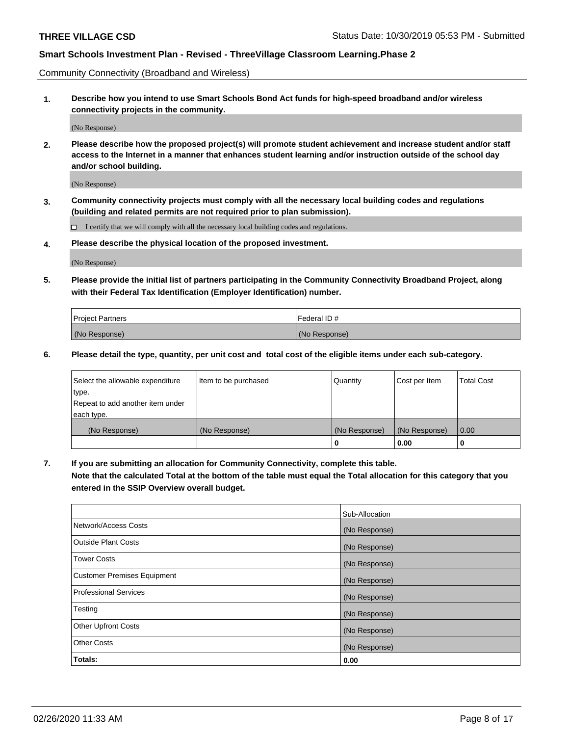Community Connectivity (Broadband and Wireless)

**1. Describe how you intend to use Smart Schools Bond Act funds for high-speed broadband and/or wireless connectivity projects in the community.**

(No Response)

**2. Please describe how the proposed project(s) will promote student achievement and increase student and/or staff access to the Internet in a manner that enhances student learning and/or instruction outside of the school day and/or school building.**

(No Response)

**3. Community connectivity projects must comply with all the necessary local building codes and regulations (building and related permits are not required prior to plan submission).**

☐ I certify that we will comply with all the necessary local building codes and regulations.

**4. Please describe the physical location of the proposed investment.**

(No Response)

**5. Please provide the initial list of partners participating in the Community Connectivity Broadband Project, along with their Federal Tax Identification (Employer Identification) number.**

| Project Partners | Federal ID # |
|---|---|
| (No Response) | (No Response) |

**6. Please detail the type, quantity, per unit cost and total cost of the eligible items under each sub-category.**

| Select the allowable expenditure type. Repeat to add another item under each type. | Item to be purchased | Quantity | Cost per Item | Total Cost |
|---|---|---|---|---|
| (No Response) | (No Response) | (No Response) | (No Response) | 0.00 |
| | | **0** | **0.00** | **0** |

**7. If you are submitting an allocation for Community Connectivity, complete this table. Note that the calculated Total at the bottom of the table must equal the Total allocation for this category that you entered in the SSIP Overview overall budget.**

| | Sub-Allocation |
|---|---|
| Network/Access Costs | (No Response) |
| Outside Plant Costs | (No Response) |
| Tower Costs | (No Response) |
| Customer Premises Equipment | (No Response) |
| Professional Services | (No Response) |
| Testing | (No Response) |
| Other Upfront Costs | (No Response) |
| Other Costs | (No Response) |
| **Totals:** | **0.00** |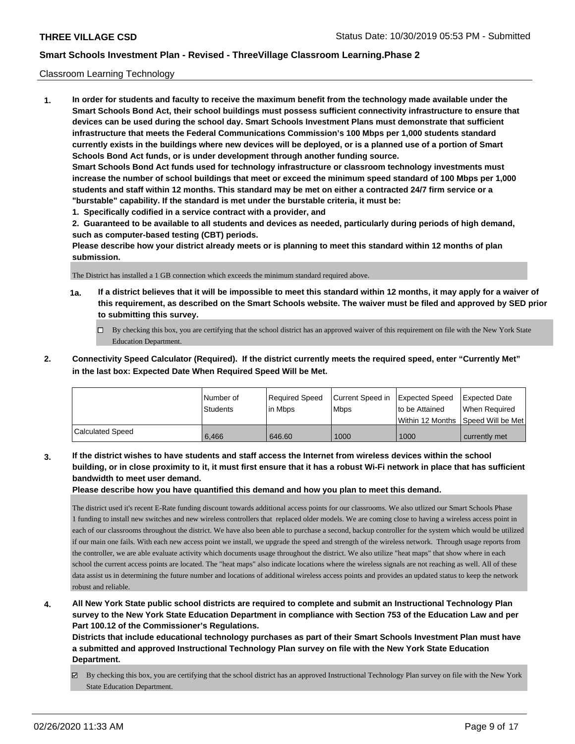Classroom Learning Technology

**1. In order for students and faculty to receive the maximum benefit from the technology made available under the Smart Schools Bond Act, their school buildings must possess sufficient connectivity infrastructure to ensure that devices can be used during the school day. Smart Schools Investment Plans must demonstrate that sufficient infrastructure that meets the Federal Communications Commission's 100 Mbps per 1,000 students standard currently exists in the buildings where new devices will be deployed, or is a planned use of a portion of Smart Schools Bond Act funds, or is under development through another funding source.**

**Smart Schools Bond Act funds used for technology infrastructure or classroom technology investments must increase the number of school buildings that meet or exceed the minimum speed standard of 100 Mbps per 1,000 students and staff within 12 months. This standard may be met on either a contracted 24/7 firm service or a "burstable" capability. If the standard is met under the burstable criteria, it must be:**

**1. Specifically codified in a service contract with a provider, and**

**2. Guaranteed to be available to all students and devices as needed, particularly during periods of high demand, such as computer-based testing (CBT) periods.**

**Please describe how your district already meets or is planning to meet this standard within 12 months of plan submission.**

The District has installed a 1 GB connection which exceeds the minimum standard required above.

**1a. If a district believes that it will be impossible to meet this standard within 12 months, it may apply for a waiver of this requirement, as described on the Smart Schools website. The waiver must be filed and approved by SED prior to submitting this survey.**

☐ By checking this box, you are certifying that the school district has an approved waiver of this requirement on file with the New York State Education Department.

**2. Connectivity Speed Calculator (Required). If the district currently meets the required speed, enter "Currently Met" in the last box: Expected Date When Required Speed Will be Met.**

| | Number of Students | Required Speed in Mbps | Current Speed in Mbps | Expected Speed to be Attained Within 12 Months | Expected Date When Required Speed Will be Met |
|---|---|---|---|---|---|
| Calculated Speed | 6,466 | 646.60 | 1000 | 1000 | currently met |

**3. If the district wishes to have students and staff access the Internet from wireless devices within the school building, or in close proximity to it, it must first ensure that it has a robust Wi-Fi network in place that has sufficient bandwidth to meet user demand.**

**Please describe how you have quantified this demand and how you plan to meet this demand.**

The district used it's recent E-Rate funding discount towards additional access points for our classrooms. We also utlized our Smart Schools Phase 1 funding to install new switches and new wireless controllers that replaced older models. We are coming close to having a wireless access point in each of our classrooms throughout the district. We have also been able to purchase a second, backup controller for the system which would be utilized if our main one fails. With each new access point we install, we upgrade the speed and strength of the wireless network. Through usage reports from the controller, we are able evaluate activity which documents usage throughout the district. We also utilize "heat maps" that show where in each school the current access points are located. The "heat maps" also indicate locations where the wireless signals are not reaching as well. All of these data assist us in determining the future number and locations of additional wireless access points and provides an updated status to keep the network robust and reliable.

**4. All New York State public school districts are required to complete and submit an Instructional Technology Plan survey to the New York State Education Department in compliance with Section 753 of the Education Law and per Part 100.12 of the Commissioner's Regulations.**

**Districts that include educational technology purchases as part of their Smart Schools Investment Plan must have a submitted and approved Instructional Technology Plan survey on file with the New York State Education Department.**

☑ By checking this box, you are certifying that the school district has an approved Instructional Technology Plan survey on file with the New York State Education Department.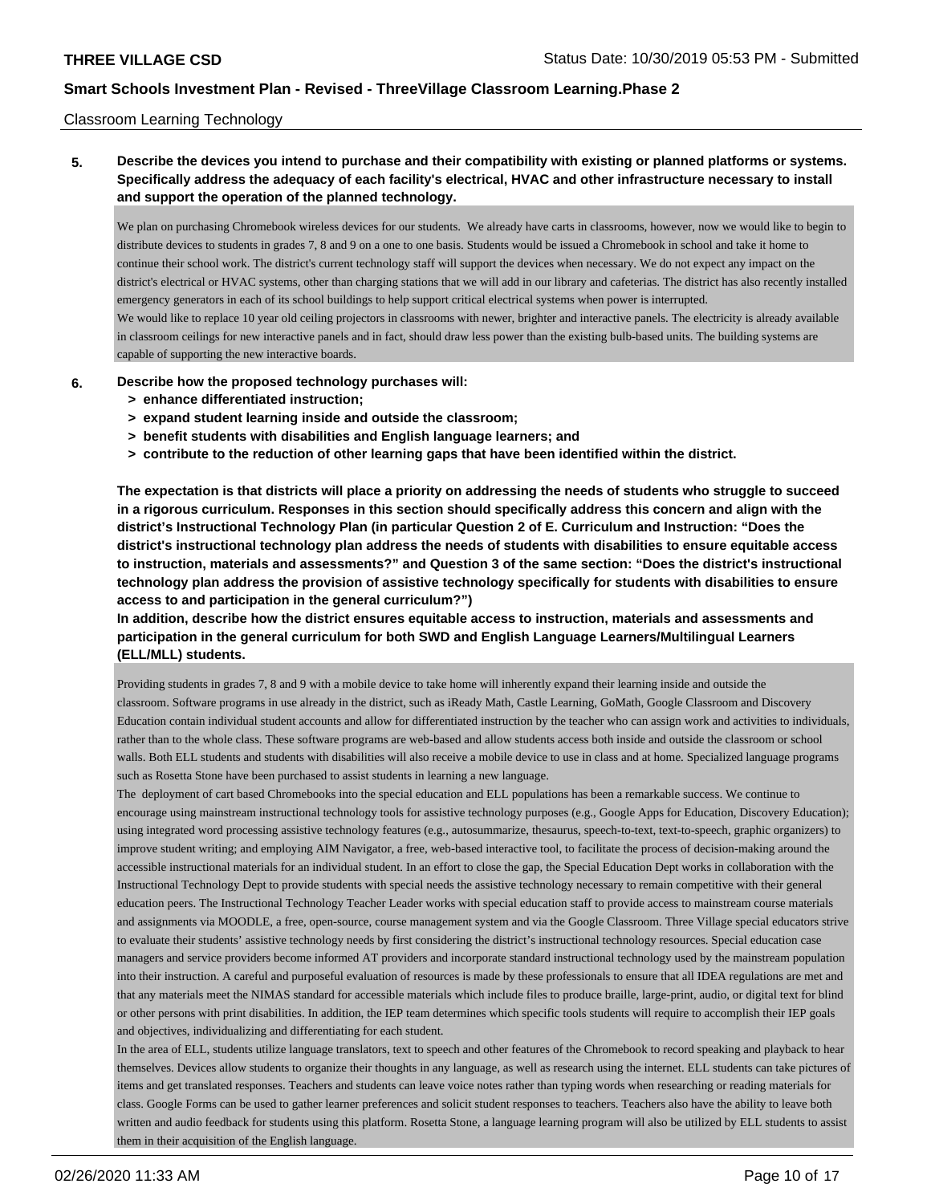Classroom Learning Technology

**5. Describe the devices you intend to purchase and their compatibility with existing or planned platforms or systems. Specifically address the adequacy of each facility's electrical, HVAC and other infrastructure necessary to install and support the operation of the planned technology.**

We plan on purchasing Chromebook wireless devices for our students. We already have carts in classrooms, however, now we would like to begin to distribute devices to students in grades 7, 8 and 9 on a one to one basis. Students would be issued a Chromebook in school and take it home to continue their school work. The district's current technology staff will support the devices when necessary. We do not expect any impact on the district's electrical or HVAC systems, other than charging stations that we will add in our library and cafeterias. The district has also recently installed emergency generators in each of its school buildings to help support critical electrical systems when power is interrupted.
We would like to replace 10 year old ceiling projectors in classrooms with newer, brighter and interactive panels. The electricity is already available in classroom ceilings for new interactive panels and in fact, should draw less power than the existing bulb-based units. The building systems are capable of supporting the new interactive boards.

**6. Describe how the proposed technology purchases will:**
- **> enhance differentiated instruction;**
- **> expand student learning inside and outside the classroom;**
- **> benefit students with disabilities and English language learners; and**
- **> contribute to the reduction of other learning gaps that have been identified within the district.**

**The expectation is that districts will place a priority on addressing the needs of students who struggle to succeed in a rigorous curriculum. Responses in this section should specifically address this concern and align with the district's Instructional Technology Plan (in particular Question 2 of E. Curriculum and Instruction: "Does the district's instructional technology plan address the needs of students with disabilities to ensure equitable access to instruction, materials and assessments?" and Question 3 of the same section: "Does the district's instructional technology plan address the provision of assistive technology specifically for students with disabilities to ensure access to and participation in the general curriculum?")**

**In addition, describe how the district ensures equitable access to instruction, materials and assessments and participation in the general curriculum for both SWD and English Language Learners/Multilingual Learners (ELL/MLL) students.**

Providing students in grades 7, 8 and 9 with a mobile device to take home will inherently expand their learning inside and outside the classroom. Software programs in use already in the district, such as iReady Math, Castle Learning, GoMath, Google Classroom and Discovery Education contain individual student accounts and allow for differentiated instruction by the teacher who can assign work and activities to individuals, rather than to the whole class. These software programs are web-based and allow students access both inside and outside the classroom or school walls. Both ELL students and students with disabilities will also receive a mobile device to use in class and at home. Specialized language programs such as Rosetta Stone have been purchased to assist students in learning a new language.
The deployment of cart based Chromebooks into the special education and ELL populations has been a remarkable success. We continue to encourage using mainstream instructional technology tools for assistive technology purposes (e.g., Google Apps for Education, Discovery Education); using integrated word processing assistive technology features (e.g., autosummarize, thesaurus, speech-to-text, text-to-speech, graphic organizers) to improve student writing; and employing AIM Navigator, a free, web-based interactive tool, to facilitate the process of decision-making around the accessible instructional materials for an individual student. In an effort to close the gap, the Special Education Dept works in collaboration with the Instructional Technology Dept to provide students with special needs the assistive technology necessary to remain competitive with their general education peers. The Instructional Technology Teacher Leader works with special education staff to provide access to mainstream course materials and assignments via MOODLE, a free, open-source, course management system and via the Google Classroom. Three Village special educators strive to evaluate their students' assistive technology needs by first considering the district's instructional technology resources. Special education case managers and service providers become informed AT providers and incorporate standard instructional technology used by the mainstream population into their instruction. A careful and purposeful evaluation of resources is made by these professionals to ensure that all IDEA regulations are met and that any materials meet the NIMAS standard for accessible materials which include files to produce braille, large-print, audio, or digital text for blind or other persons with print disabilities. In addition, the IEP team determines which specific tools students will require to accomplish their IEP goals and objectives, individualizing and differentiating for each student.
In the area of ELL, students utilize language translators, text to speech and other features of the Chromebook to record speaking and playback to hear themselves. Devices allow students to organize their thoughts in any language, as well as research using the internet. ELL students can take pictures of items and get translated responses. Teachers and students can leave voice notes rather than typing words when researching or reading materials for class. Google Forms can be used to gather learner preferences and solicit student responses to teachers. Teachers also have the ability to leave both written and audio feedback for students using this platform. Rosetta Stone, a language learning program will also be utilized by ELL students to assist them in their acquisition of the English language.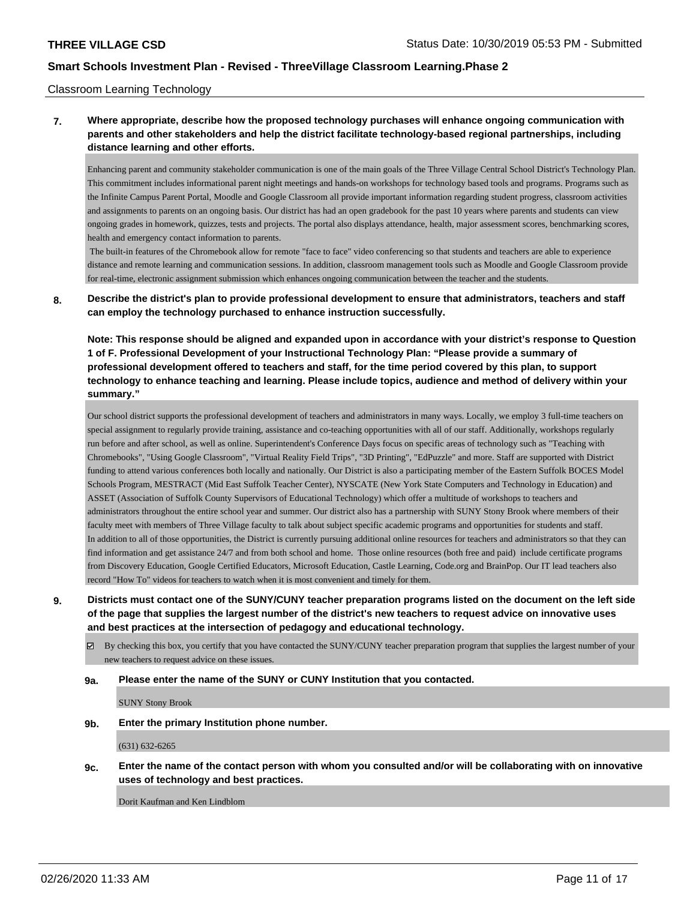Classroom Learning Technology

**7. Where appropriate, describe how the proposed technology purchases will enhance ongoing communication with parents and other stakeholders and help the district facilitate technology-based regional partnerships, including distance learning and other efforts.**

Enhancing parent and community stakeholder communication is one of the main goals of the Three Village Central School District's Technology Plan. This commitment includes informational parent night meetings and hands-on workshops for technology based tools and programs. Programs such as the Infinite Campus Parent Portal, Moodle and Google Classroom all provide important information regarding student progress, classroom activities and assignments to parents on an ongoing basis. Our district has had an open gradebook for the past 10 years where parents and students can view ongoing grades in homework, quizzes, tests and projects. The portal also displays attendance, health, major assessment scores, benchmarking scores, health and emergency contact information to parents.

The built-in features of the Chromebook allow for remote "face to face" video conferencing so that students and teachers are able to experience distance and remote learning and communication sessions. In addition, classroom management tools such as Moodle and Google Classroom provide for real-time, electronic assignment submission which enhances ongoing communication between the teacher and the students.

**8. Describe the district's plan to provide professional development to ensure that administrators, teachers and staff can employ the technology purchased to enhance instruction successfully.**

**Note: This response should be aligned and expanded upon in accordance with your district's response to Question 1 of F. Professional Development of your Instructional Technology Plan: "Please provide a summary of professional development offered to teachers and staff, for the time period covered by this plan, to support technology to enhance teaching and learning. Please include topics, audience and method of delivery within your summary."**

Our school district supports the professional development of teachers and administrators in many ways. Locally, we employ 3 full-time teachers on special assignment to regularly provide training, assistance and co-teaching opportunities with all of our staff. Additionally, workshops regularly run before and after school, as well as online. Superintendent's Conference Days focus on specific areas of technology such as "Teaching with Chromebooks", "Using Google Classroom", "Virtual Reality Field Trips", "3D Printing", "EdPuzzle" and more. Staff are supported with District funding to attend various conferences both locally and nationally. Our District is also a participating member of the Eastern Suffolk BOCES Model Schools Program, MESTRACT (Mid East Suffolk Teacher Center), NYSCATE (New York State Computers and Technology in Education) and ASSET (Association of Suffolk County Supervisors of Educational Technology) which offer a multitude of workshops to teachers and administrators throughout the entire school year and summer. Our district also has a partnership with SUNY Stony Brook where members of their faculty meet with members of Three Village faculty to talk about subject specific academic programs and opportunities for students and staff.
In addition to all of those opportunities, the District is currently pursuing additional online resources for teachers and administrators so that they can find information and get assistance 24/7 and from both school and home. Those online resources (both free and paid) include certificate programs from Discovery Education, Google Certified Educators, Microsoft Education, Castle Learning, Code.org and BrainPop. Our IT lead teachers also record "How To" videos for teachers to watch when it is most convenient and timely for them.

**9. Districts must contact one of the SUNY/CUNY teacher preparation programs listed on the document on the left side of the page that supplies the largest number of the district's new teachers to request advice on innovative uses and best practices at the intersection of pedagogy and educational technology.**

☑ By checking this box, you certify that you have contacted the SUNY/CUNY teacher preparation program that supplies the largest number of your new teachers to request advice on these issues.

**9a. Please enter the name of the SUNY or CUNY Institution that you contacted.**

SUNY Stony Brook

**9b. Enter the primary Institution phone number.**

(631) 632-6265

**9c. Enter the name of the contact person with whom you consulted and/or will be collaborating with on innovative uses of technology and best practices.**

Dorit Kaufman and Ken Lindblom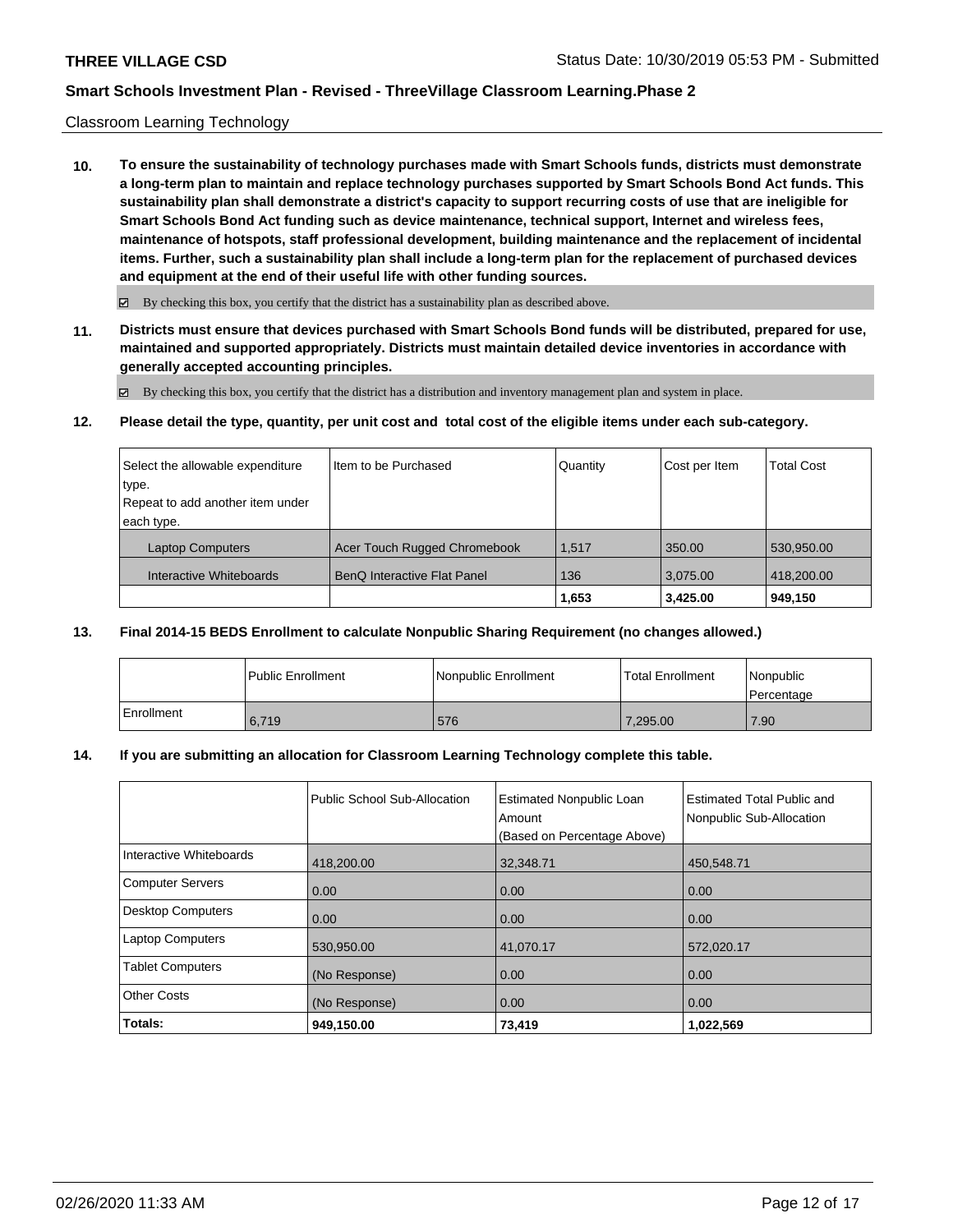Classroom Learning Technology

**10. To ensure the sustainability of technology purchases made with Smart Schools funds, districts must demonstrate a long-term plan to maintain and replace technology purchases supported by Smart Schools Bond Act funds. This sustainability plan shall demonstrate a district's capacity to support recurring costs of use that are ineligible for Smart Schools Bond Act funding such as device maintenance, technical support, Internet and wireless fees, maintenance of hotspots, staff professional development, building maintenance and the replacement of incidental items. Further, such a sustainability plan shall include a long-term plan for the replacement of purchased devices and equipment at the end of their useful life with other funding sources.**

☑ By checking this box, you certify that the district has a sustainability plan as described above.

**11. Districts must ensure that devices purchased with Smart Schools Bond funds will be distributed, prepared for use, maintained and supported appropriately. Districts must maintain detailed device inventories in accordance with generally accepted accounting principles.**

☑ By checking this box, you certify that the district has a distribution and inventory management plan and system in place.

**12. Please detail the type, quantity, per unit cost and total cost of the eligible items under each sub-category.**

| Select the allowable expenditure type. Repeat to add another item under each type. | Item to be Purchased | Quantity | Cost per Item | Total Cost |
|---|---|---|---|---|
| Laptop Computers | Acer Touch Rugged Chromebook | 1,517 | 350.00 | 530,950.00 |
| Interactive Whiteboards | BenQ Interactive Flat Panel | 136 | 3,075.00 | 418,200.00 |
| | | **1,653** | **3,425.00** | **949,150** |

**13. Final 2014-15 BEDS Enrollment to calculate Nonpublic Sharing Requirement (no changes allowed.)**

| | Public Enrollment | Nonpublic Enrollment | Total Enrollment | Nonpublic Percentage |
|---|---|---|---|---|
| Enrollment | 6,719 | 576 | 7,295.00 | 7.90 |

**14. If you are submitting an allocation for Classroom Learning Technology complete this table.**

| | Public School Sub-Allocation | Estimated Nonpublic Loan Amount (Based on Percentage Above) | Estimated Total Public and Nonpublic Sub-Allocation |
|---|---|---|---|
| Interactive Whiteboards | 418,200.00 | 32,348.71 | 450,548.71 |
| Computer Servers | 0.00 | 0.00 | 0.00 |
| Desktop Computers | 0.00 | 0.00 | 0.00 |
| Laptop Computers | 530,950.00 | 41,070.17 | 572,020.17 |
| Tablet Computers | (No Response) | 0.00 | 0.00 |
| Other Costs | (No Response) | 0.00 | 0.00 |
| **Totals:** | **949,150.00** | **73,419** | **1,022,569** |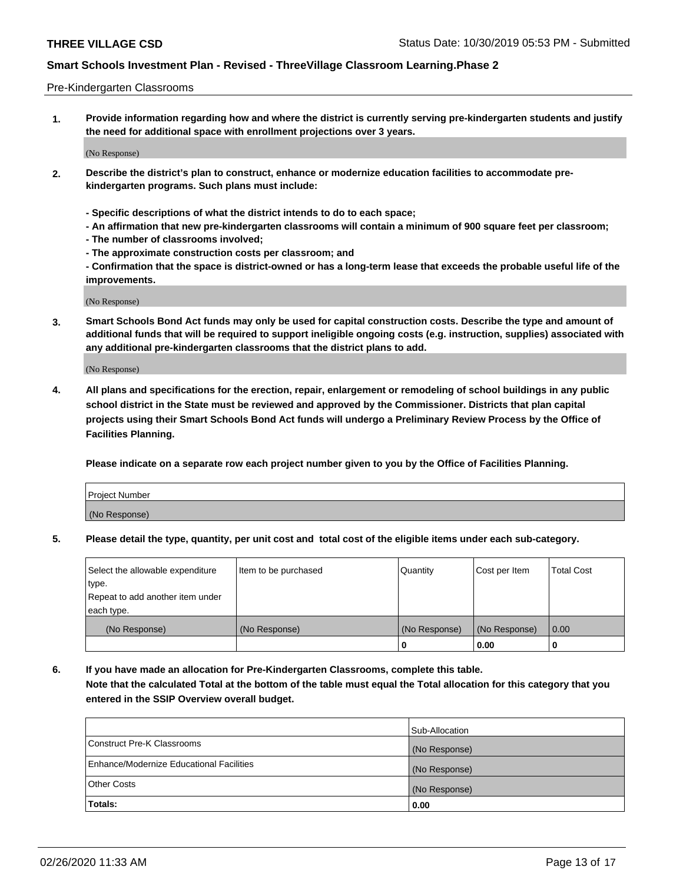Pre-Kindergarten Classrooms

**1. Provide information regarding how and where the district is currently serving pre-kindergarten students and justify the need for additional space with enrollment projections over 3 years.**

(No Response)

**2. Describe the district's plan to construct, enhance or modernize education facilities to accommodate pre-kindergarten programs. Such plans must include:**

**- Specific descriptions of what the district intends to do to each space;**
**- An affirmation that new pre-kindergarten classrooms will contain a minimum of 900 square feet per classroom;**
**- The number of classrooms involved;**
**- The approximate construction costs per classroom; and**
**- Confirmation that the space is district-owned or has a long-term lease that exceeds the probable useful life of the improvements.**

(No Response)

**3. Smart Schools Bond Act funds may only be used for capital construction costs. Describe the type and amount of additional funds that will be required to support ineligible ongoing costs (e.g. instruction, supplies) associated with any additional pre-kindergarten classrooms that the district plans to add.**

(No Response)

**4. All plans and specifications for the erection, repair, enlargement or remodeling of school buildings in any public school district in the State must be reviewed and approved by the Commissioner. Districts that plan capital projects using their Smart Schools Bond Act funds will undergo a Preliminary Review Process by the Office of Facilities Planning.**

**Please indicate on a separate row each project number given to you by the Office of Facilities Planning.**

| Project Number |
|---|
| (No Response) |

**5. Please detail the type, quantity, per unit cost and total cost of the eligible items under each sub-category.**

| Select the allowable expenditure type. Repeat to add another item under each type. | Item to be purchased | Quantity | Cost per Item | Total Cost |
|---|---|---|---|---|
| (No Response) | (No Response) | (No Response) | (No Response) | 0.00 |
| | | 0 | 0.00 | 0 |

**6. If you have made an allocation for Pre-Kindergarten Classrooms, complete this table.**
**Note that the calculated Total at the bottom of the table must equal the Total allocation for this category that you entered in the SSIP Overview overall budget.**

| | Sub-Allocation |
|---|---|
| Construct Pre-K Classrooms | (No Response) |
| Enhance/Modernize Educational Facilities | (No Response) |
| Other Costs | (No Response) |
| **Totals:** | **0.00** |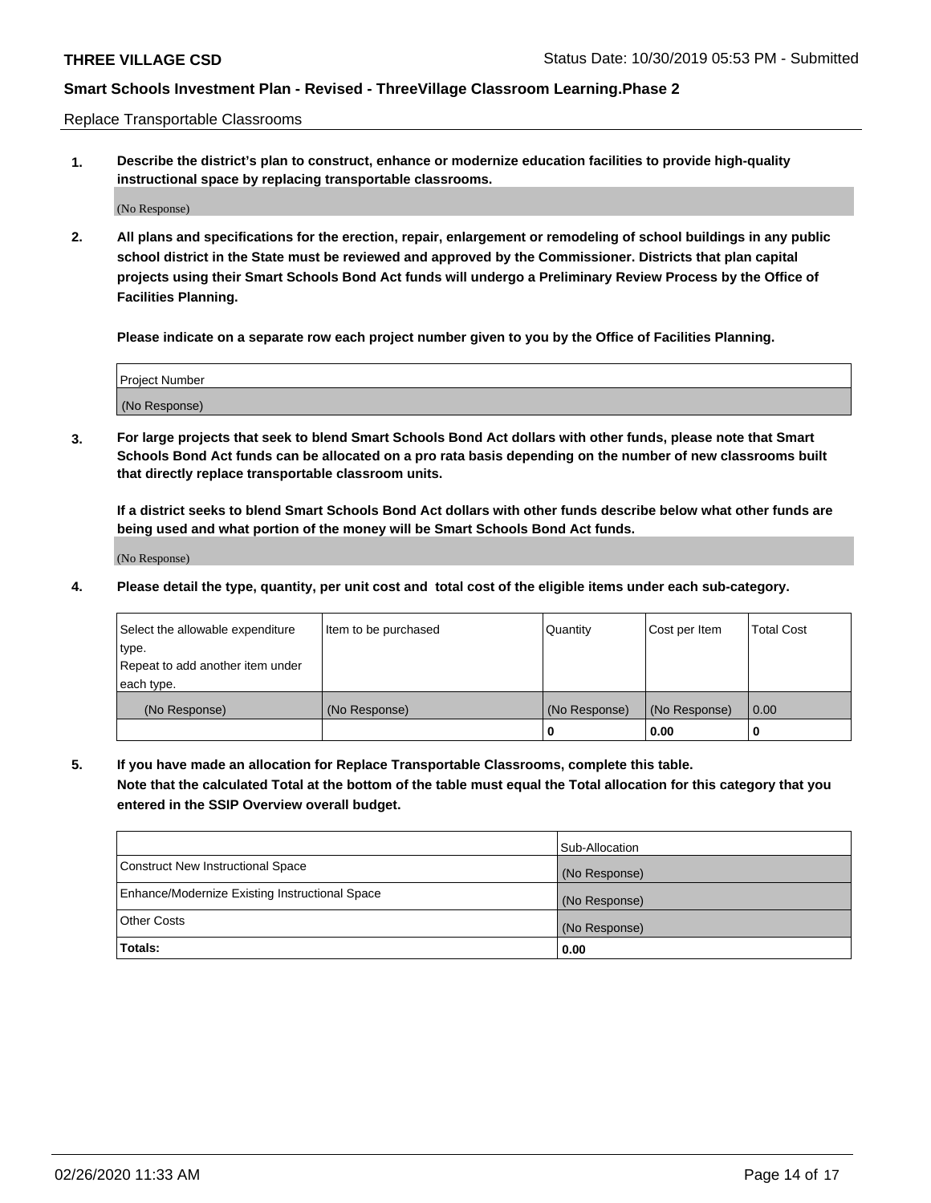Replace Transportable Classrooms

**1. Describe the district's plan to construct, enhance or modernize education facilities to provide high-quality instructional space by replacing transportable classrooms.**

(No Response)

**2. All plans and specifications for the erection, repair, enlargement or remodeling of school buildings in any public school district in the State must be reviewed and approved by the Commissioner. Districts that plan capital projects using their Smart Schools Bond Act funds will undergo a Preliminary Review Process by the Office of Facilities Planning.**

**Please indicate on a separate row each project number given to you by the Office of Facilities Planning.**

| Project Number |
|---|
| (No Response) |

**3. For large projects that seek to blend Smart Schools Bond Act dollars with other funds, please note that Smart Schools Bond Act funds can be allocated on a pro rata basis depending on the number of new classrooms built that directly replace transportable classroom units.**

**If a district seeks to blend Smart Schools Bond Act dollars with other funds describe below what other funds are being used and what portion of the money will be Smart Schools Bond Act funds.**

(No Response)

**4. Please detail the type, quantity, per unit cost and total cost of the eligible items under each sub-category.**

| Select the allowable expenditure type. Repeat to add another item under each type. | Item to be purchased | Quantity | Cost per Item | Total Cost |
|---|---|---|---|---|
| (No Response) | (No Response) | (No Response) | (No Response) | 0.00 |
| | | 0 | 0.00 | 0 |

**5. If you have made an allocation for Replace Transportable Classrooms, complete this table. Note that the calculated Total at the bottom of the table must equal the Total allocation for this category that you entered in the SSIP Overview overall budget.**

| | Sub-Allocation |
|---|---|
| Construct New Instructional Space | (No Response) |
| Enhance/Modernize Existing Instructional Space | (No Response) |
| Other Costs | (No Response) |
| **Totals:** | **0.00** |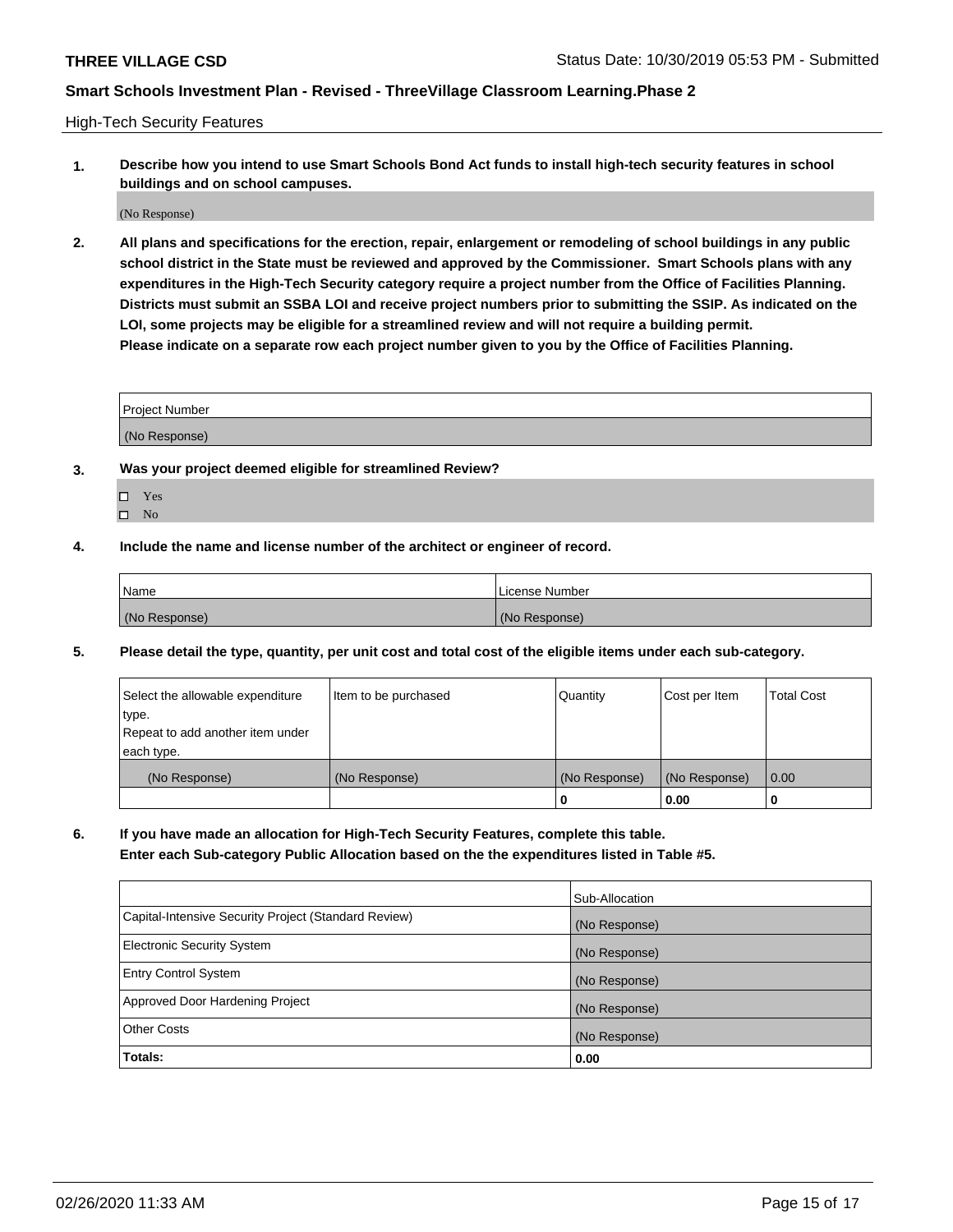High-Tech Security Features

**1. Describe how you intend to use Smart Schools Bond Act funds to install high-tech security features in school buildings and on school campuses.**

(No Response)

**2. All plans and specifications for the erection, repair, enlargement or remodeling of school buildings in any public school district in the State must be reviewed and approved by the Commissioner. Smart Schools plans with any expenditures in the High-Tech Security category require a project number from the Office of Facilities Planning. Districts must submit an SSBA LOI and receive project numbers prior to submitting the SSIP. As indicated on the LOI, some projects may be eligible for a streamlined review and will not require a building permit. Please indicate on a separate row each project number given to you by the Office of Facilities Planning.**

| Project Number |
|---|
| (No Response) |

**3. Was your project deemed eligible for streamlined Review?**

- ☐ Yes
- ☐ No

**4. Include the name and license number of the architect or engineer of record.**

| Name | License Number |
|---|---|
| (No Response) | (No Response) |

**5. Please detail the type, quantity, per unit cost and total cost of the eligible items under each sub-category.**

| Select the allowable expenditure type. Repeat to add another item under each type. | Item to be purchased | Quantity | Cost per Item | Total Cost |
|---|---|---|---|---|
| (No Response) | (No Response) | (No Response) | (No Response) | 0.00 |
| | | 0 | 0.00 | 0 |

**6. If you have made an allocation for High-Tech Security Features, complete this table. Enter each Sub-category Public Allocation based on the the expenditures listed in Table #5.**

| | Sub-Allocation |
|---|---|
| Capital-Intensive Security Project (Standard Review) | (No Response) |
| Electronic Security System | (No Response) |
| Entry Control System | (No Response) |
| Approved Door Hardening Project | (No Response) |
| Other Costs | (No Response) |
| **Totals:** | **0.00** |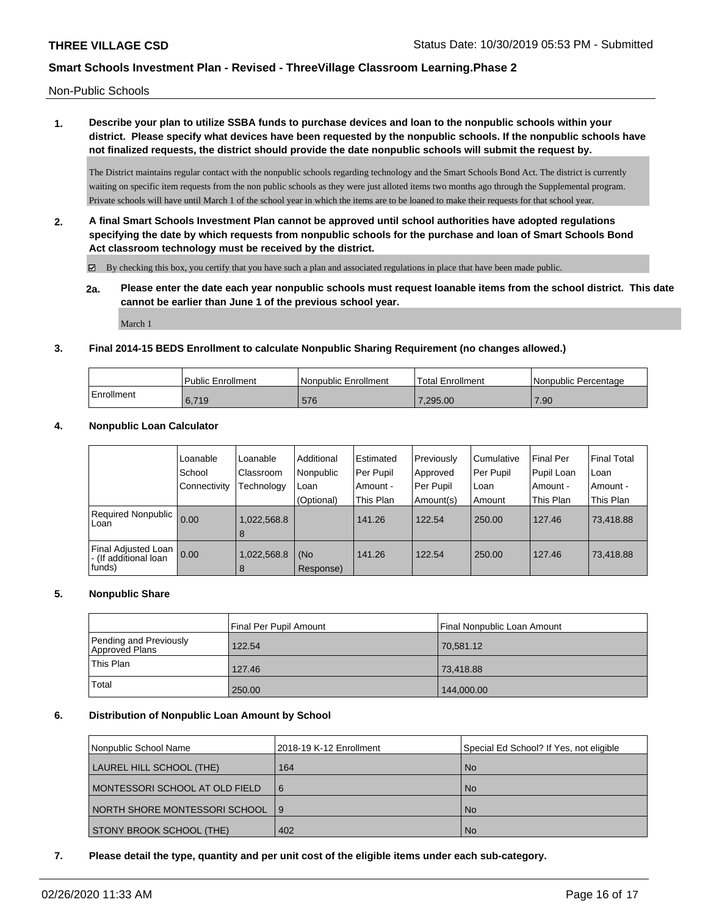Non-Public Schools

**1. Describe your plan to utilize SSBA funds to purchase devices and loan to the nonpublic schools within your district. Please specify what devices have been requested by the nonpublic schools. If the nonpublic schools have not finalized requests, the district should provide the date nonpublic schools will submit the request by.**

The District maintains regular contact with the nonpublic schools regarding technology and the Smart Schools Bond Act. The district is currently waiting on specific item requests from the non public schools as they were just alloted items two months ago through the Supplemental program. Private schools will have until March 1 of the school year in which the items are to be loaned to make their requests for that school year.

**2. A final Smart Schools Investment Plan cannot be approved until school authorities have adopted regulations specifying the date by which requests from nonpublic schools for the purchase and loan of Smart Schools Bond Act classroom technology must be received by the district.**

☑ By checking this box, you certify that you have such a plan and associated regulations in place that have been made public.

**2a. Please enter the date each year nonpublic schools must request loanable items from the school district. This date cannot be earlier than June 1 of the previous school year.**

March 1

**3. Final 2014-15 BEDS Enrollment to calculate Nonpublic Sharing Requirement (no changes allowed.)**

| | Public Enrollment | Nonpublic Enrollment | Total Enrollment | Nonpublic Percentage |
|---|---|---|---|---|
| Enrollment | 6,719 | 576 | 7,295.00 | 7.90 |

**4. Nonpublic Loan Calculator**

| | Loanable School Connectivity | Loanable Classroom Technology | Additional Nonpublic Loan (Optional) | Estimated Per Pupil Amount - This Plan | Previously Approved Per Pupil Amount(s) | Cumulative Per Pupil Loan Amount | Final Per Pupil Loan Amount - This Plan | Final Total Loan Amount - This Plan |
|---|---|---|---|---|---|---|---|---|
| Required Nonpublic Loan | 0.00 | 1,022,568.88 | | 141.26 | 122.54 | 250.00 | 127.46 | 73,418.88 |
| Final Adjusted Loan - (If additional loan funds) | 0.00 | 1,022,568.88 | (No Response) | 141.26 | 122.54 | 250.00 | 127.46 | 73,418.88 |

**5. Nonpublic Share**

| | Final Per Pupil Amount | Final Nonpublic Loan Amount |
|---|---|---|
| Pending and Previously Approved Plans | 122.54 | 70,581.12 |
| This Plan | 127.46 | 73,418.88 |
| Total | 250.00 | 144,000.00 |

**6. Distribution of Nonpublic Loan Amount by School**

| Nonpublic School Name | 2018-19 K-12 Enrollment | Special Ed School? If Yes, not eligible |
|---|---|---|
| LAUREL HILL SCHOOL (THE) | 164 | No |
| MONTESSORI SCHOOL AT OLD FIELD | 6 | No |
| NORTH SHORE MONTESSORI SCHOOL | 9 | No |
| STONY BROOK SCHOOL (THE) | 402 | No |

**7. Please detail the type, quantity and per unit cost of the eligible items under each sub-category.**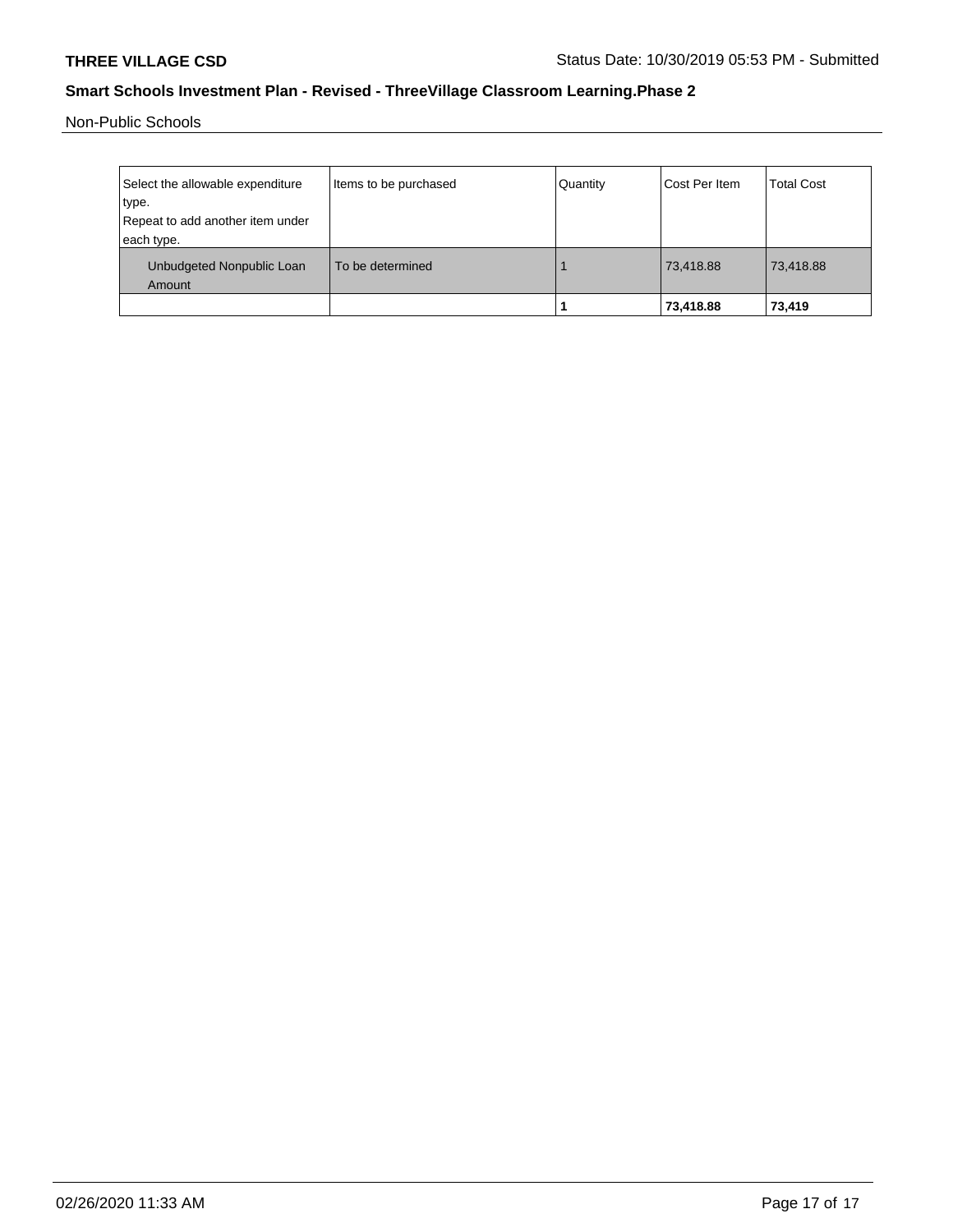Non-Public Schools

| Select the allowable expenditure type. Repeat to add another item under each type. | Items to be purchased | Quantity | Cost Per Item | Total Cost |
|---|---|---|---|---|
| Unbudgeted Nonpublic Loan Amount | To be determined | 1 | 73,418.88 | 73,418.88 |
| | | **1** | **73,418.88** | **73,419** |